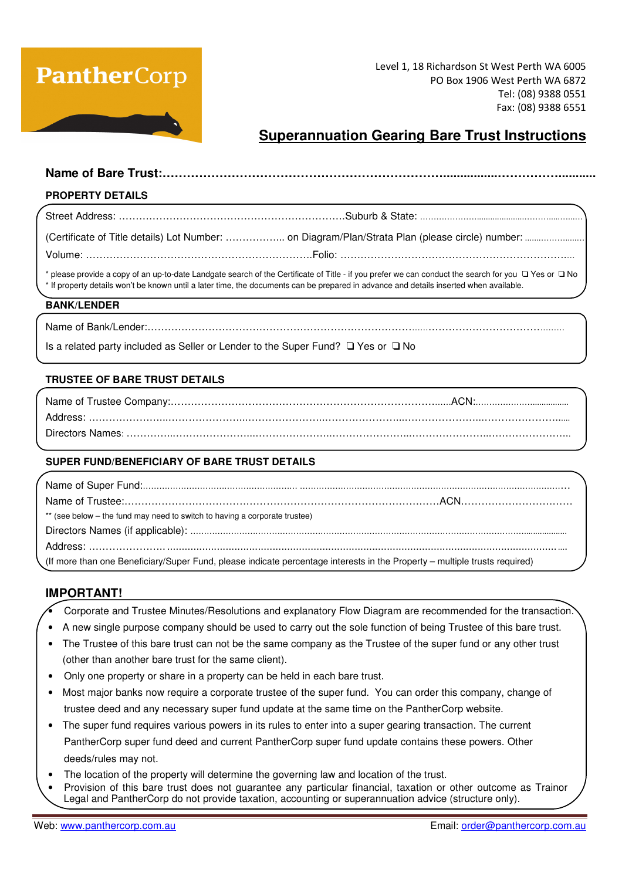PantherCorp

Level 1, 18 Richardson St West Perth WA 6005
PO Box 1906 West Perth WA 6872
Tel: (08) 9388 0551
Fax: (08) 9388 6551

# Superannuation Gearing Bare Trust Instructions

**Name of Bare Trust:**……………………………………………………………………...........……………….........

## PROPERTY DETAILS

Street Address: ……………………………………………………………….Suburb & State: ………………………………………………

(Certificate of Title details) Lot Number: …………….. on Diagram/Plan/Strata Plan (please circle) number: ………………….

Volume: ……………………………………………………………Folio: …………………………………………………………….

\* please provide a copy of an up-to-date Landgate search of the Certificate of Title - if you prefer we can conduct the search for you ❑ Yes or ❑ No
\* If property details won't be known until a later time, the documents can be prepared in advance and details inserted when available.

## BANK/LENDER

Name of Bank/Lender:……………………………………………………………………………………………………………

Is a related party included as Seller or Lender to the Super Fund? ❑ Yes or ❑ No

## TRUSTEE OF BARE TRUST DETAILS

Name of Trustee Company:……………………………………………………………………….ACN:………………………………

Address: ……………………………………………………………………………………………………………………………

Directors Names: ……………………………………………………………………………………………………………………

## SUPER FUND/BENEFICIARY OF BARE TRUST DETAILS

Name of Super Fund:…………………………………………………………………………………………………………………

Name of Trustee:…………………………………………………………………………………ACN:……………………………

\*\* (see below – the fund may need to switch to having a corporate trustee)

Directors Names (if applicable): ………………………………………………………………………………………………………

Address: ……………………………………………………………………………………………………………………………

(If more than one Beneficiary/Super Fund, please indicate percentage interests in the Property – multiple trusts required)

## IMPORTANT!

- Corporate and Trustee Minutes/Resolutions and explanatory Flow Diagram are recommended for the transaction.
- A new single purpose company should be used to carry out the sole function of being Trustee of this bare trust.
- The Trustee of this bare trust can not be the same company as the Trustee of the super fund or any other trust (other than another bare trust for the same client).
- Only one property or share in a property can be held in each bare trust.
- Most major banks now require a corporate trustee of the super fund. You can order this company, change of trustee deed and any necessary super fund update at the same time on the PantherCorp website.
- The super fund requires various powers in its rules to enter into a super gearing transaction. The current PantherCorp super fund deed and current PantherCorp super fund update contains these powers. Other deeds/rules may not.
- The location of the property will determine the governing law and location of the trust.
- Provision of this bare trust does not guarantee any particular financial, taxation or other outcome as Trainor Legal and PantherCorp do not provide taxation, accounting or superannuation advice (structure only).

Web: www.panthercorp.com.au    Email: order@panthercorp.com.au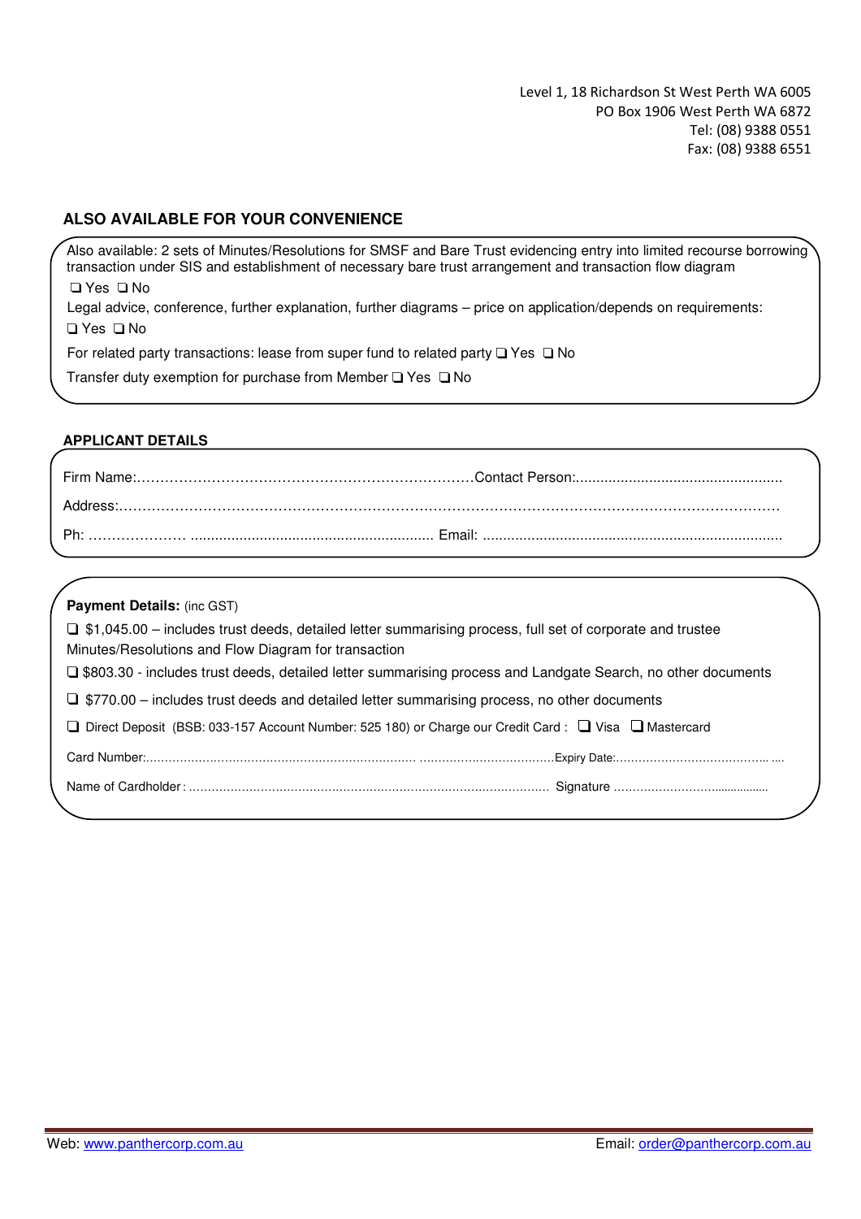Level 1, 18 Richardson St West Perth WA 6005
PO Box 1906 West Perth WA 6872
Tel: (08) 9388 0551
Fax: (08) 9388 6551

## ALSO AVAILABLE FOR YOUR CONVENIENCE

Also available: 2 sets of Minutes/Resolutions for SMSF and Bare Trust evidencing entry into limited recourse borrowing transaction under SIS and establishment of necessary bare trust arrangement and transaction flow diagram

❑ Yes ❑ No

Legal advice, conference, further explanation, further diagrams – price on application/depends on requirements:

❑ Yes ❑ No

For related party transactions: lease from super fund to related party ❑ Yes ❑ No

Transfer duty exemption for purchase from Member ❑ Yes ❑ No

## APPLICANT DETAILS

Firm Name:…………………………………………………………………Contact Person:..................................................

Address:……………………………………………………………………………………………………………………

Ph: ………………… ........................................................... Email: .........................................................................

**Payment Details:** (inc GST)

❑ $1,045.00 – includes trust deeds, detailed letter summarising process, full set of corporate and trustee Minutes/Resolutions and Flow Diagram for transaction

❑ $803.30 - includes trust deeds, detailed letter summarising process and Landgate Search, no other documents

❑ $770.00 – includes trust deeds and detailed letter summarising process, no other documents

❑ Direct Deposit (BSB: 033-157 Account Number: 525 180) or Charge our Credit Card : ❑ Visa ❑ Mastercard

Card Number:......................................................................... ..................................Expiry Date:…………………………………. ....

Name of Cardholder : ............................................................................................ Signature ……………………..............

Web: www.panthercorp.com.au Email: order@panthercorp.com.au